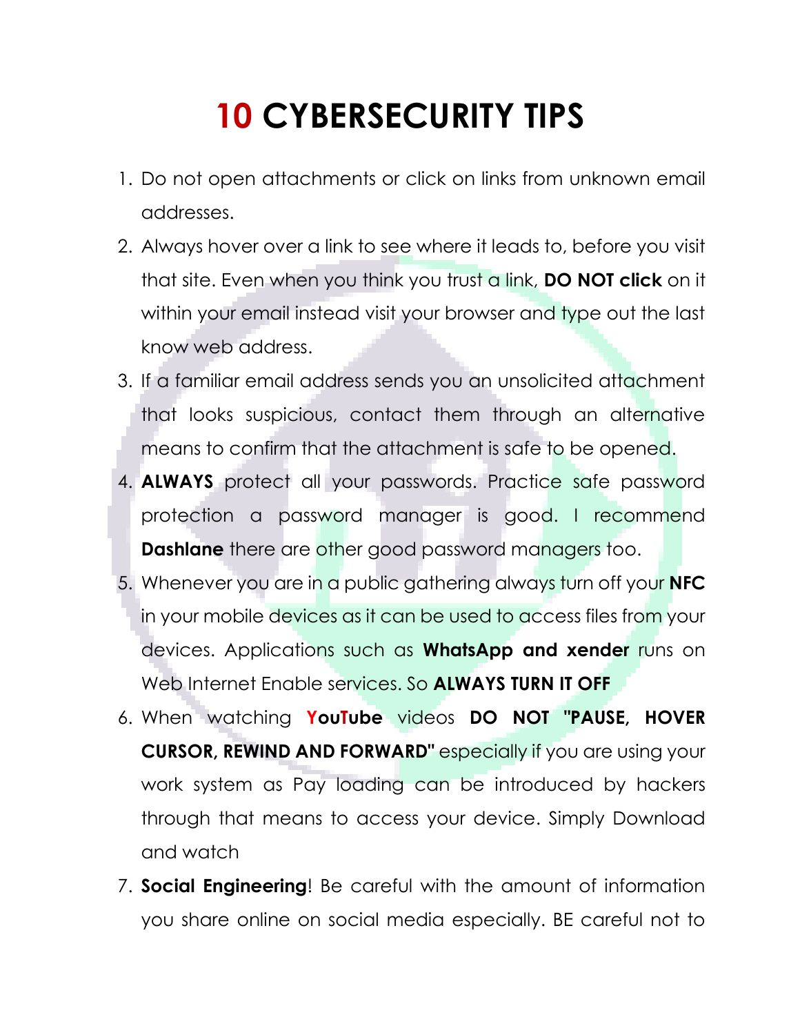# **10 CYBERSECURITY TIPS**

1. Do not open attachments or click on links from unknown email addresses.
2. Always hover over a link to see where it leads to, before you visit that site. Even when you think you trust a link, **DO NOT click** on it within your email instead visit your browser and type out the last know web address.
3. If a familiar email address sends you an unsolicited attachment that looks suspicious, contact them through an alternative means to confirm that the attachment is safe to be opened.
4. **ALWAYS** protect all your passwords. Practice safe password protection a password manager is good. I recommend **Dashlane** there are other good password managers too.
5. Whenever you are in a public gathering always turn off your **NFC** in your mobile devices as it can be used to access files from your devices. Applications such as **WhatsApp and xender** runs on Web Internet Enable services. So **ALWAYS TURN IT OFF**
6. When watching **YouTube** videos **DO NOT "PAUSE, HOVER CURSOR, REWIND AND FORWARD"** especially if you are using your work system as Pay loading can be introduced by hackers through that means to access your device. Simply Download and watch
7. **Social Engineering**! Be careful with the amount of information you share online on social media especially. BE careful not to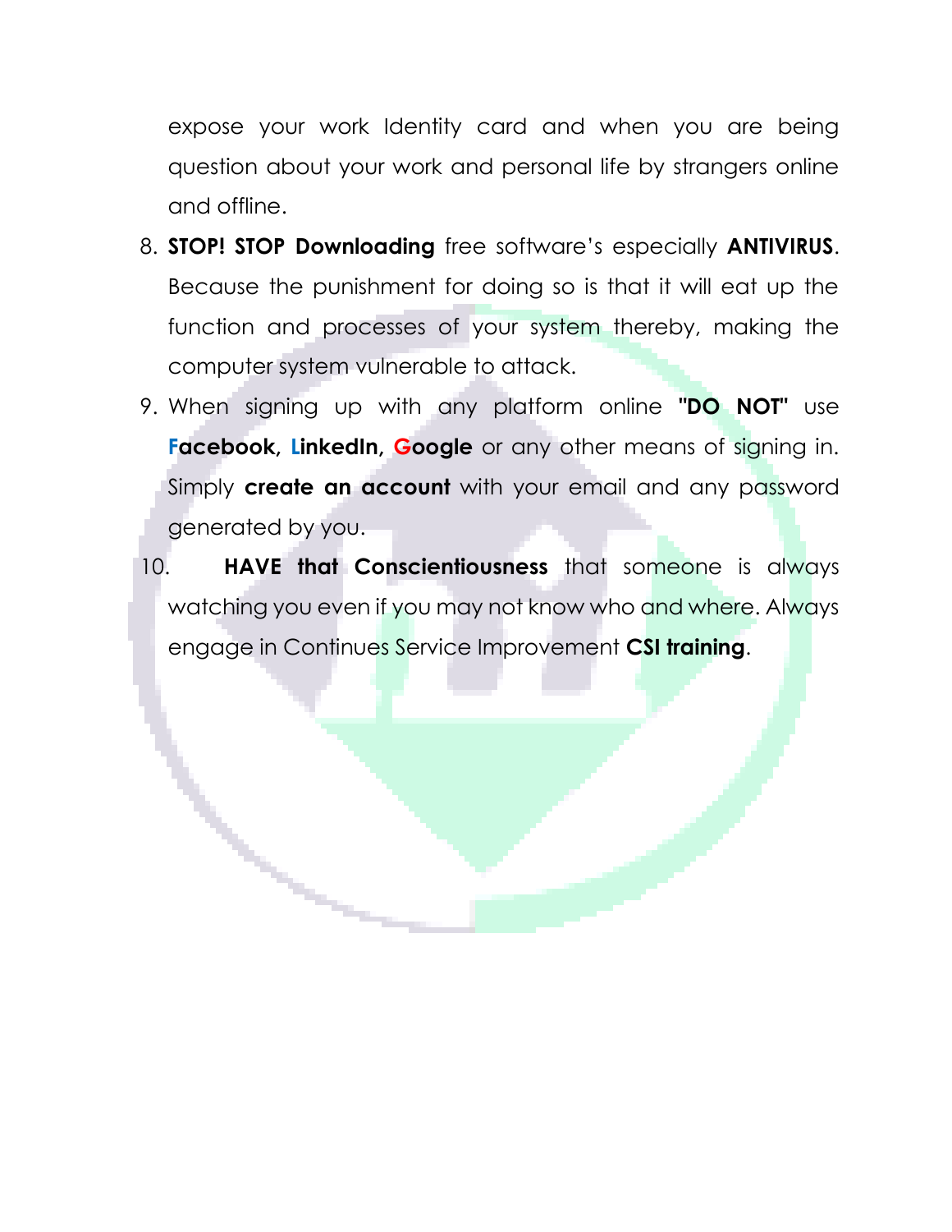expose your work Identity card and when you are being question about your work and personal life by strangers online and offline.

8. **STOP! STOP Downloading** free software's especially **ANTIVIRUS**. Because the punishment for doing so is that it will eat up the function and processes of your system thereby, making the computer system vulnerable to attack.
9. When signing up with any platform online **"DO NOT"** use **Facebook, LinkedIn, Google** or any other means of signing in. Simply **create an account** with your email and any password generated by you.
10. **HAVE that Conscientiousness** that someone is always watching you even if you may not know who and where. Always engage in Continues Service Improvement **CSI training**.